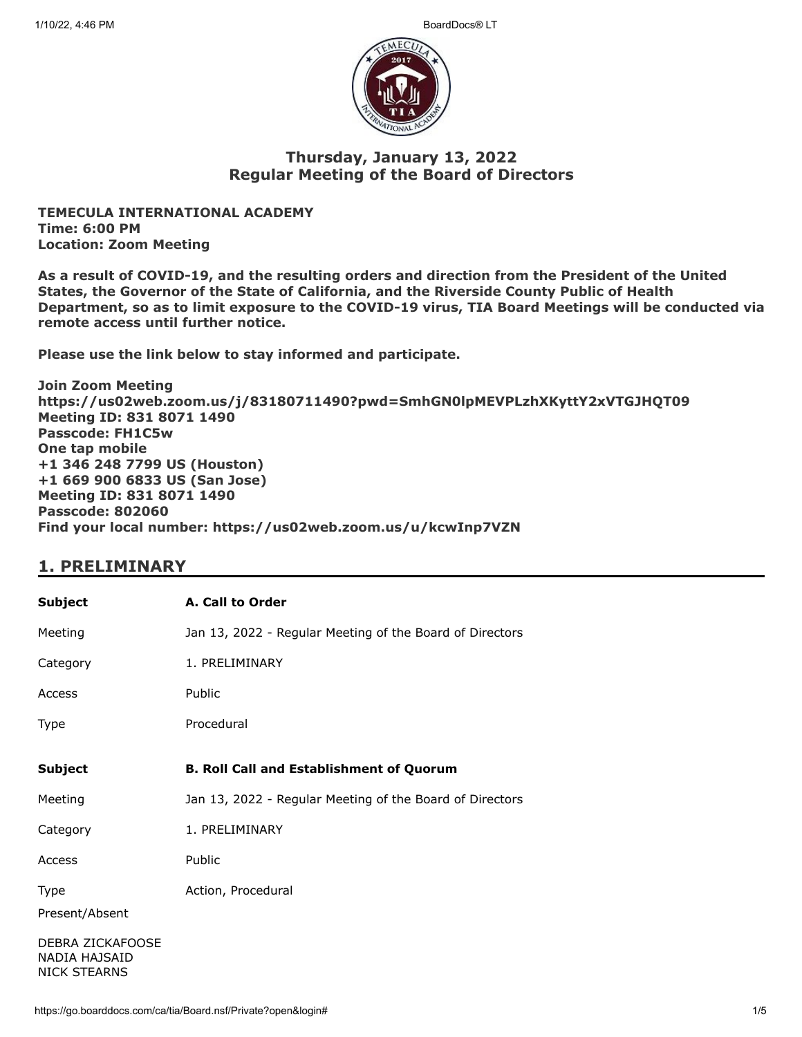## Thursday, January 13, 2022
## Regular Meeting of the Board of Directors

**TEMECULA INTERNATIONAL ACADEMY**
**Time: 6:00 PM**
**Location: Zoom Meeting**

**As a result of COVID-19, and the resulting orders and direction from the President of the United States, the Governor of the State of California, and the Riverside County Public of Health Department, so as to limit exposure to the COVID-19 virus, TIA Board Meetings will be conducted via remote access until further notice.**

**Please use the link below to stay informed and participate.**

**Join Zoom Meeting**
**https://us02web.zoom.us/j/83180711490?pwd=SmhGN0lpMEVPLzhXKyttY2xVTGJHQT09**
**Meeting ID: 831 8071 1490**
**Passcode: FH1C5w**
**One tap mobile**
**+1 346 248 7799 US (Houston)**
**+1 669 900 6833 US (San Jose)**
**Meeting ID: 831 8071 1490**
**Passcode: 802060**
**Find your local number: https://us02web.zoom.us/u/kcwInp7VZN**

## 1. PRELIMINARY

| | |
|---|---|
| **Subject** | **A. Call to Order** |
| Meeting | Jan 13, 2022 - Regular Meeting of the Board of Directors |
| Category | 1. PRELIMINARY |
| Access | Public |
| Type | Procedural |

| | |
|---|---|
| **Subject** | **B. Roll Call and Establishment of Quorum** |
| Meeting | Jan 13, 2022 - Regular Meeting of the Board of Directors |
| Category | 1. PRELIMINARY |
| Access | Public |
| Type | Action, Procedural |

Present/Absent

DEBRA ZICKAFOOSE
NADIA HAJSAID
NICK STEARNS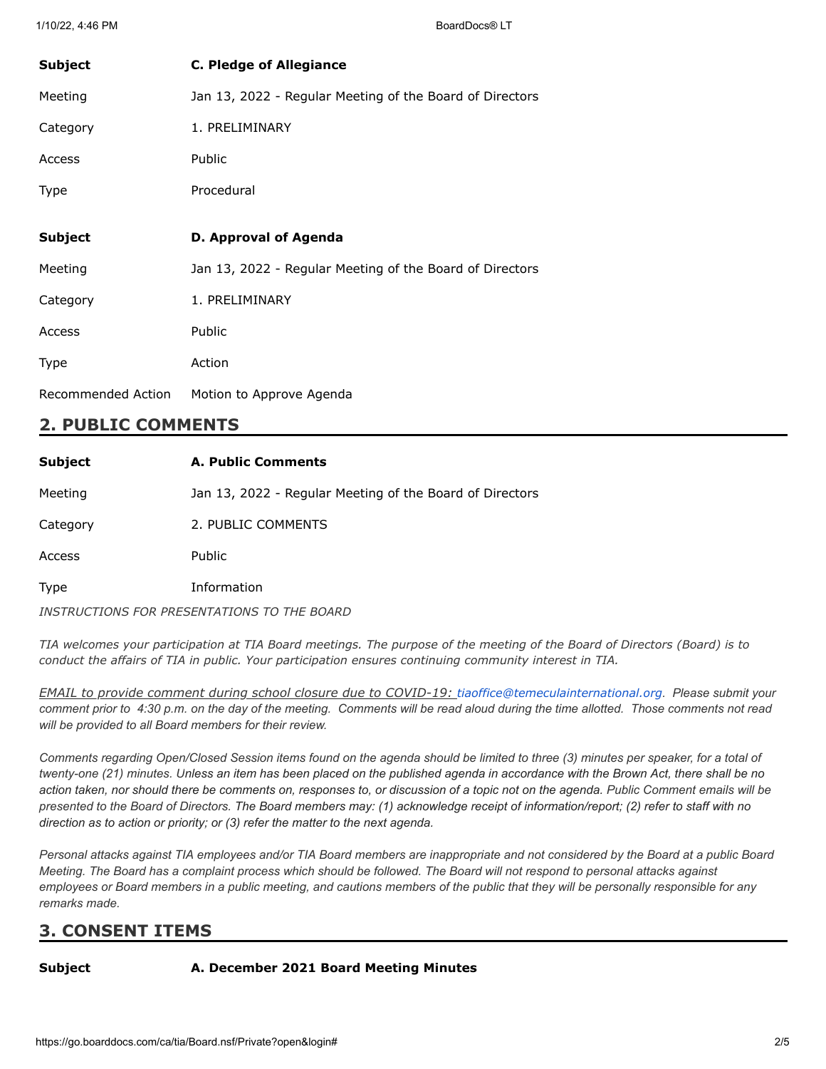| Subject | C. Pledge of Allegiance |
|---|---|
| Meeting | Jan 13, 2022 - Regular Meeting of the Board of Directors |
| Category | 1. PRELIMINARY |
| Access | Public |
| Type | Procedural |

| Subject | D. Approval of Agenda |
|---|---|
| Meeting | Jan 13, 2022 - Regular Meeting of the Board of Directors |
| Category | 1. PRELIMINARY |
| Access | Public |
| Type | Action |
| Recommended Action | Motion to Approve Agenda |

## 2. PUBLIC COMMENTS

| Subject | A. Public Comments |
|---|---|
| Meeting | Jan 13, 2022 - Regular Meeting of the Board of Directors |
| Category | 2. PUBLIC COMMENTS |
| Access | Public |
| Type | Information |

*INSTRUCTIONS FOR PRESENTATIONS TO THE BOARD*

*TIA welcomes your participation at TIA Board meetings. The purpose of the meeting of the Board of Directors (Board) is to conduct the affairs of TIA in public. Your participation ensures continuing community interest in TIA.*

*EMAIL to provide comment during school closure due to COVID-19: tiaoffice@temeculainternational.org. Please submit your comment prior to 4:30 p.m. on the day of the meeting. Comments will be read aloud during the time allotted. Those comments not read will be provided to all Board members for their review.*

*Comments regarding Open/Closed Session items found on the agenda should be limited to three (3) minutes per speaker, for a total of twenty-one (21) minutes. Unless an item has been placed on the published agenda in accordance with the Brown Act, there shall be no action taken, nor should there be comments on, responses to, or discussion of a topic not on the agenda. Public Comment emails will be presented to the Board of Directors. The Board members may: (1) acknowledge receipt of information/report; (2) refer to staff with no direction as to action or priority; or (3) refer the matter to the next agenda.*

*Personal attacks against TIA employees and/or TIA Board members are inappropriate and not considered by the Board at a public Board Meeting. The Board has a complaint process which should be followed. The Board will not respond to personal attacks against employees or Board members in a public meeting, and cautions members of the public that they will be personally responsible for any remarks made.*

## 3. CONSENT ITEMS

| Subject | A. December 2021 Board Meeting Minutes |
|---|---|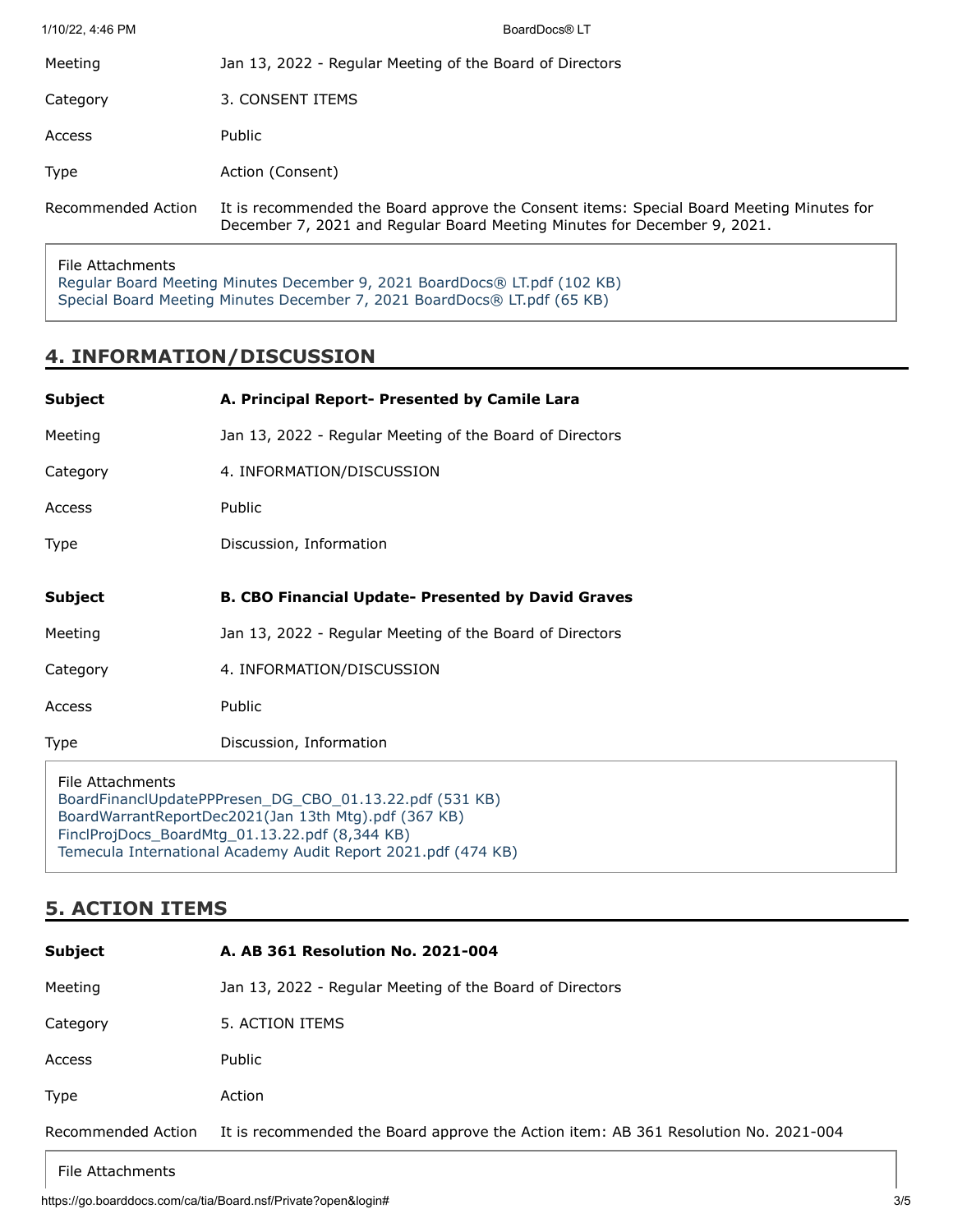| | |
|---|---|
| Meeting | Jan 13, 2022 - Regular Meeting of the Board of Directors |
| Category | 3. CONSENT ITEMS |
| Access | Public |
| Type | Action (Consent) |
| Recommended Action | It is recommended the Board approve the Consent items: Special Board Meeting Minutes for December 7, 2021 and Regular Board Meeting Minutes for December 9, 2021. |

File Attachments
Regular Board Meeting Minutes December 9, 2021 BoardDocs® LT.pdf (102 KB)
Special Board Meeting Minutes December 7, 2021 BoardDocs® LT.pdf (65 KB)

## 4. INFORMATION/DISCUSSION

| | |
|---|---|
| **Subject** | **A. Principal Report- Presented by Camile Lara** |
| Meeting | Jan 13, 2022 - Regular Meeting of the Board of Directors |
| Category | 4. INFORMATION/DISCUSSION |
| Access | Public |
| Type | Discussion, Information |

| | |
|---|---|
| **Subject** | **B. CBO Financial Update- Presented by David Graves** |
| Meeting | Jan 13, 2022 - Regular Meeting of the Board of Directors |
| Category | 4. INFORMATION/DISCUSSION |
| Access | Public |
| Type | Discussion, Information |

File Attachments
BoardFinanclUpdatePPPresen_DG_CBO_01.13.22.pdf (531 KB)
BoardWarrantReportDec2021(Jan 13th Mtg).pdf (367 KB)
FinclProjDocs_BoardMtg_01.13.22.pdf (8,344 KB)
Temecula International Academy Audit Report 2021.pdf (474 KB)

## 5. ACTION ITEMS

| | |
|---|---|
| **Subject** | **A. AB 361 Resolution No. 2021-004** |
| Meeting | Jan 13, 2022 - Regular Meeting of the Board of Directors |
| Category | 5. ACTION ITEMS |
| Access | Public |
| Type | Action |
| Recommended Action | It is recommended the Board approve the Action item: AB 361 Resolution No. 2021-004 |

File Attachments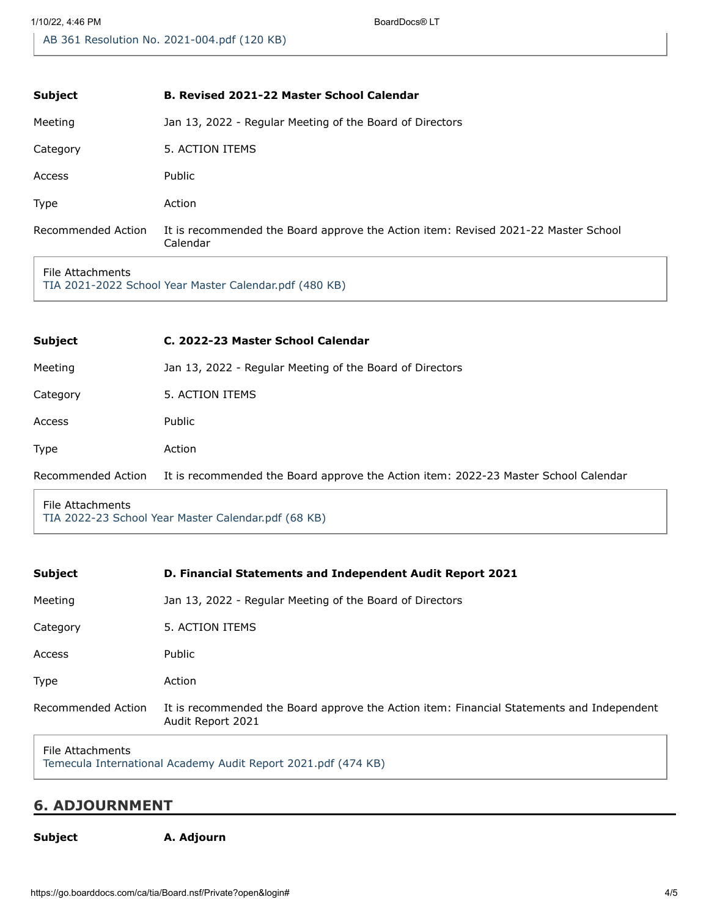AB 361 Resolution No. 2021-004.pdf (120 KB)

| | |
|---|---|
| **Subject** | **B. Revised 2021-22 Master School Calendar** |
| Meeting | Jan 13, 2022 - Regular Meeting of the Board of Directors |
| Category | 5. ACTION ITEMS |
| Access | Public |
| Type | Action |
| Recommended Action | It is recommended the Board approve the Action item: Revised 2021-22 Master School Calendar |

File Attachments
TIA 2021-2022 School Year Master Calendar.pdf (480 KB)

| | |
|---|---|
| **Subject** | **C. 2022-23 Master School Calendar** |
| Meeting | Jan 13, 2022 - Regular Meeting of the Board of Directors |
| Category | 5. ACTION ITEMS |
| Access | Public |
| Type | Action |
| Recommended Action | It is recommended the Board approve the Action item: 2022-23 Master School Calendar |

File Attachments
TIA 2022-23 School Year Master Calendar.pdf (68 KB)

| | |
|---|---|
| **Subject** | **D. Financial Statements and Independent Audit Report 2021** |
| Meeting | Jan 13, 2022 - Regular Meeting of the Board of Directors |
| Category | 5. ACTION ITEMS |
| Access | Public |
| Type | Action |
| Recommended Action | It is recommended the Board approve the Action item: Financial Statements and Independent Audit Report 2021 |

File Attachments
Temecula International Academy Audit Report 2021.pdf (474 KB)

## 6. ADJOURNMENT

| | |
|---|---|
| **Subject** | **A. Adjourn** |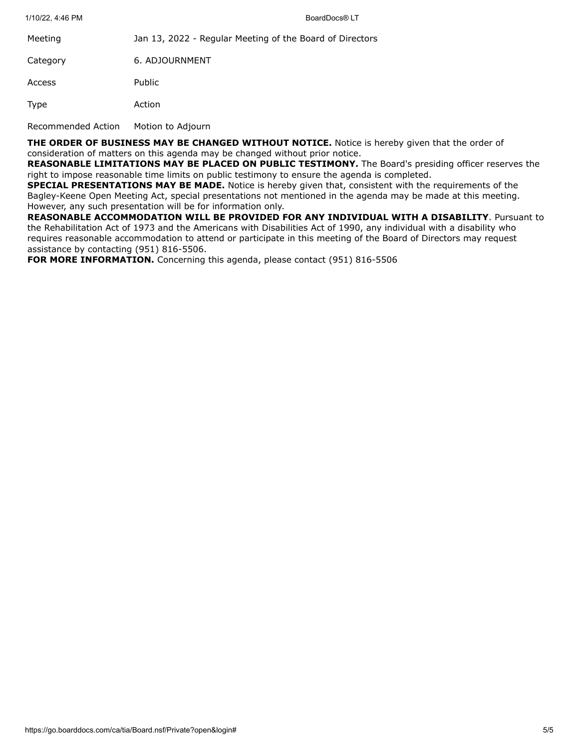| | |
| --- | --- |
| Meeting | Jan 13, 2022 - Regular Meeting of the Board of Directors |
| Category | 6. ADJOURNMENT |
| Access | Public |
| Type | Action |
| Recommended Action | Motion to Adjourn |

**THE ORDER OF BUSINESS MAY BE CHANGED WITHOUT NOTICE.** Notice is hereby given that the order of consideration of matters on this agenda may be changed without prior notice.
**REASONABLE LIMITATIONS MAY BE PLACED ON PUBLIC TESTIMONY.** The Board's presiding officer reserves the right to impose reasonable time limits on public testimony to ensure the agenda is completed.
**SPECIAL PRESENTATIONS MAY BE MADE.** Notice is hereby given that, consistent with the requirements of the Bagley-Keene Open Meeting Act, special presentations not mentioned in the agenda may be made at this meeting. However, any such presentation will be for information only.
**REASONABLE ACCOMMODATION WILL BE PROVIDED FOR ANY INDIVIDUAL WITH A DISABILITY**. Pursuant to the Rehabilitation Act of 1973 and the Americans with Disabilities Act of 1990, any individual with a disability who requires reasonable accommodation to attend or participate in this meeting of the Board of Directors may request assistance by contacting (951) 816-5506.
**FOR MORE INFORMATION.** Concerning this agenda, please contact (951) 816-5506